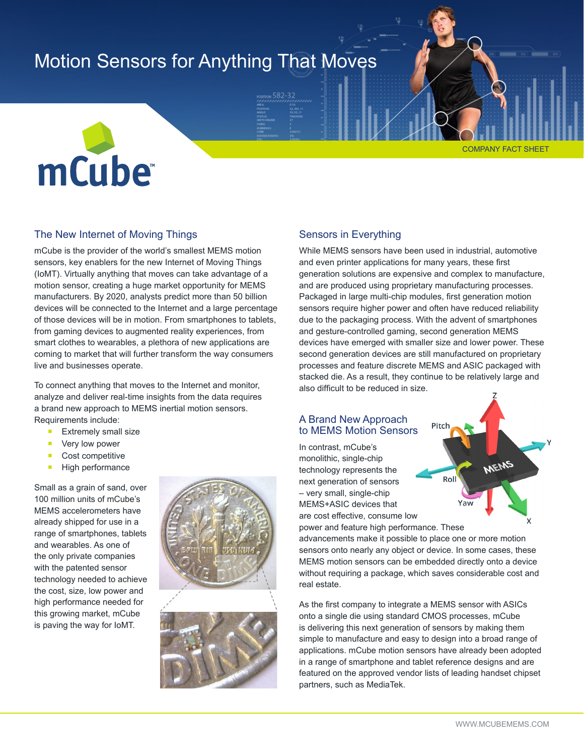# Motion Sensors for Anything That Moves

COMPANY FACT SHEET

mCube™

## The New Internet of Moving Things

mCube is the provider of the world's smallest MEMS motion sensors, key enablers for the new Internet of Moving Things (IoMT). Virtually anything that moves can take advantage of a motion sensor, creating a huge market opportunity for MEMS manufacturers. By 2020, analysts predict more than 50 billion devices will be connected to the Internet and a large percentage of those devices will be in motion. From smartphones to tablets, from gaming devices to augmented reality experiences, from smart clothes to wearables, a plethora of new applications are coming to market that will further transform the way consumers live and businesses operate.

To connect anything that moves to the Internet and monitor, analyze and deliver real-time insights from the data requires a brand new approach to MEMS inertial motion sensors. Requirements include:

- Extremely small size
- Very low power
- Cost competitive
- High performance

Small as a grain of sand, over 100 million units of mCube's MEMS accelerometers have already shipped for use in a range of smartphones, tablets and wearables. As one of the only private companies with the patented sensor technology needed to achieve the cost, size, low power and high performance needed for this growing market, mCube is paving the way for IoMT.

## Sensors in Everything

While MEMS sensors have been used in industrial, automotive and even printer applications for many years, these first generation solutions are expensive and complex to manufacture, and are produced using proprietary manufacturing processes. Packaged in large multi-chip modules, first generation motion sensors require higher power and often have reduced reliability due to the packaging process. With the advent of smartphones and gesture-controlled gaming, second generation MEMS devices have emerged with smaller size and lower power. These second generation devices are still manufactured on proprietary processes and feature discrete MEMS and ASIC packaged with stacked die. As a result, they continue to be relatively large and also difficult to be reduced in size.

## A Brand New Approach to MEMS Motion Sensors

In contrast, mCube's monolithic, single-chip technology represents the next generation of sensors – very small, single-chip MEMS+ASIC devices that are cost effective, consume low power and feature high performance. These advancements make it possible to place one or more motion sensors onto nearly any object or device. In some cases, these MEMS motion sensors can be embedded directly onto a device without requiring a package, which saves considerable cost and real estate.

As the first company to integrate a MEMS sensor with ASICs onto a single die using standard CMOS processes, mCube is delivering this next generation of sensors by making them simple to manufacture and easy to design into a broad range of applications. mCube motion sensors have already been adopted in a range of smartphone and tablet reference designs and are featured on the approved vendor lists of leading handset chipset partners, such as MediaTek.

WWW.MCUBEMEMS.COM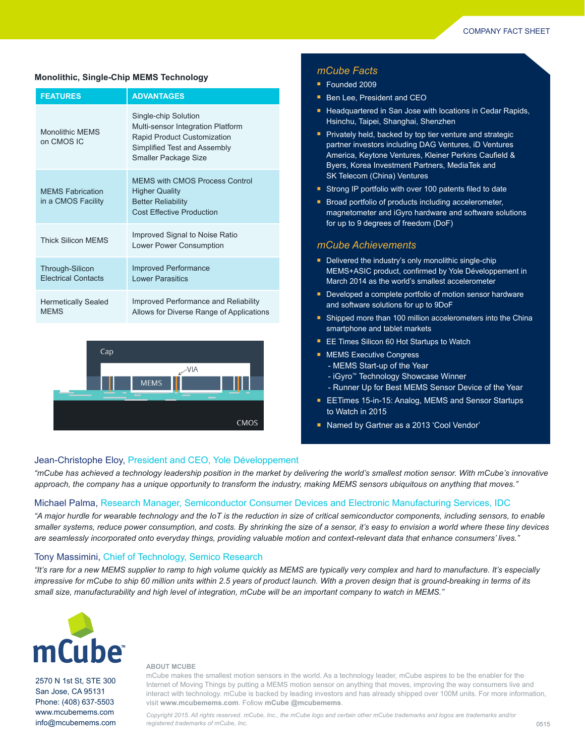COMPANY FACT SHEET

## Monolithic, Single-Chip MEMS Technology

| FEATURES | ADVANTAGES |
|---|---|
| Monolithic MEMS on CMOS IC | Single-chip Solution<br>Multi-sensor Integration Platform<br>Rapid Product Customization<br>Simplified Test and Assembly<br>Smaller Package Size |
| MEMS Fabrication in a CMOS Facility | MEMS with CMOS Process Control<br>Higher Quality<br>Better Reliability<br>Cost Effective Production |
| Thick Silicon MEMS | Improved Signal to Noise Ratio<br>Lower Power Consumption |
| Through-Silicon Electrical Contacts | Improved Performance<br>Lower Parasitics |
| Hermetically Sealed MEMS | Improved Performance and Reliability<br>Allows for Diverse Range of Applications |

Cap
VIA
MEMS
CMOS

## *mCube Facts*

- Founded 2009
- Ben Lee, President and CEO
- Headquartered in San Jose with locations in Cedar Rapids, Hsinchu, Taipei, Shanghai, Shenzhen
- Privately held, backed by top tier venture and strategic partner investors including DAG Ventures, iD Ventures America, Keytone Ventures, Kleiner Perkins Caufield & Byers, Korea Investment Partners, MediaTek and SK Telecom (China) Ventures
- Strong IP portfolio with over 100 patents filed to date
- Broad portfolio of products including accelerometer, magnetometer and iGyro hardware and software solutions for up to 9 degrees of freedom (DoF)

## *mCube Achievements*

- Delivered the industry's only monolithic single-chip MEMS+ASIC product, confirmed by Yole Développement in March 2014 as the world's smallest accelerometer
- Developed a complete portfolio of motion sensor hardware and software solutions for up to 9DoF
- Shipped more than 100 million accelerometers into the China smartphone and tablet markets
- EE Times Silicon 60 Hot Startups to Watch
- MEMS Executive Congress
  - MEMS Start-up of the Year
  - iGyro™ Technology Showcase Winner
  - Runner Up for Best MEMS Sensor Device of the Year
- EETimes 15-in-15: Analog, MEMS and Sensor Startups to Watch in 2015
- Named by Gartner as a 2013 'Cool Vendor'

### Jean-Christophe Eloy, President and CEO, Yole Développement

*"mCube has achieved a technology leadership position in the market by delivering the world's smallest motion sensor. With mCube's innovative approach, the company has a unique opportunity to transform the industry, making MEMS sensors ubiquitous on anything that moves."*

### Michael Palma, Research Manager, Semiconductor Consumer Devices and Electronic Manufacturing Services, IDC

*"A major hurdle for wearable technology and the IoT is the reduction in size of critical semiconductor components, including sensors, to enable smaller systems, reduce power consumption, and costs. By shrinking the size of a sensor, it's easy to envision a world where these tiny devices are seamlessly incorporated onto everyday things, providing valuable motion and context-relevant data that enhance consumers' lives."*

### Tony Massimini, Chief of Technology, Semico Research

*"It's rare for a new MEMS supplier to ramp to high volume quickly as MEMS are typically very complex and hard to manufacture. It's especially impressive for mCube to ship 60 million units within 2.5 years of product launch. With a proven design that is ground-breaking in terms of its small size, manufacturability and high level of integration, mCube will be an important company to watch in MEMS."*

mCube™

2570 N 1st St, STE 300
San Jose, CA 95131
Phone: (408) 637-5503
www.mcubemems.com
info@mcubemems.com

**ABOUT MCUBE**

mCube makes the smallest motion sensors in the world. As a technology leader, mCube aspires to be the enabler for the Internet of Moving Things by putting a MEMS motion sensor on anything that moves, improving the way consumers live and interact with technology. mCube is backed by leading investors and has already shipped over 100M units. For more information, visit **www.mcubemems.com**. Follow **mCube @mcubemems**.

*Copyright 2015. All rights reserved. mCube, Inc., the mCube logo and certain other mCube trademarks and logos are trademarks and/or registered trademarks of mCube, Inc.*

0515